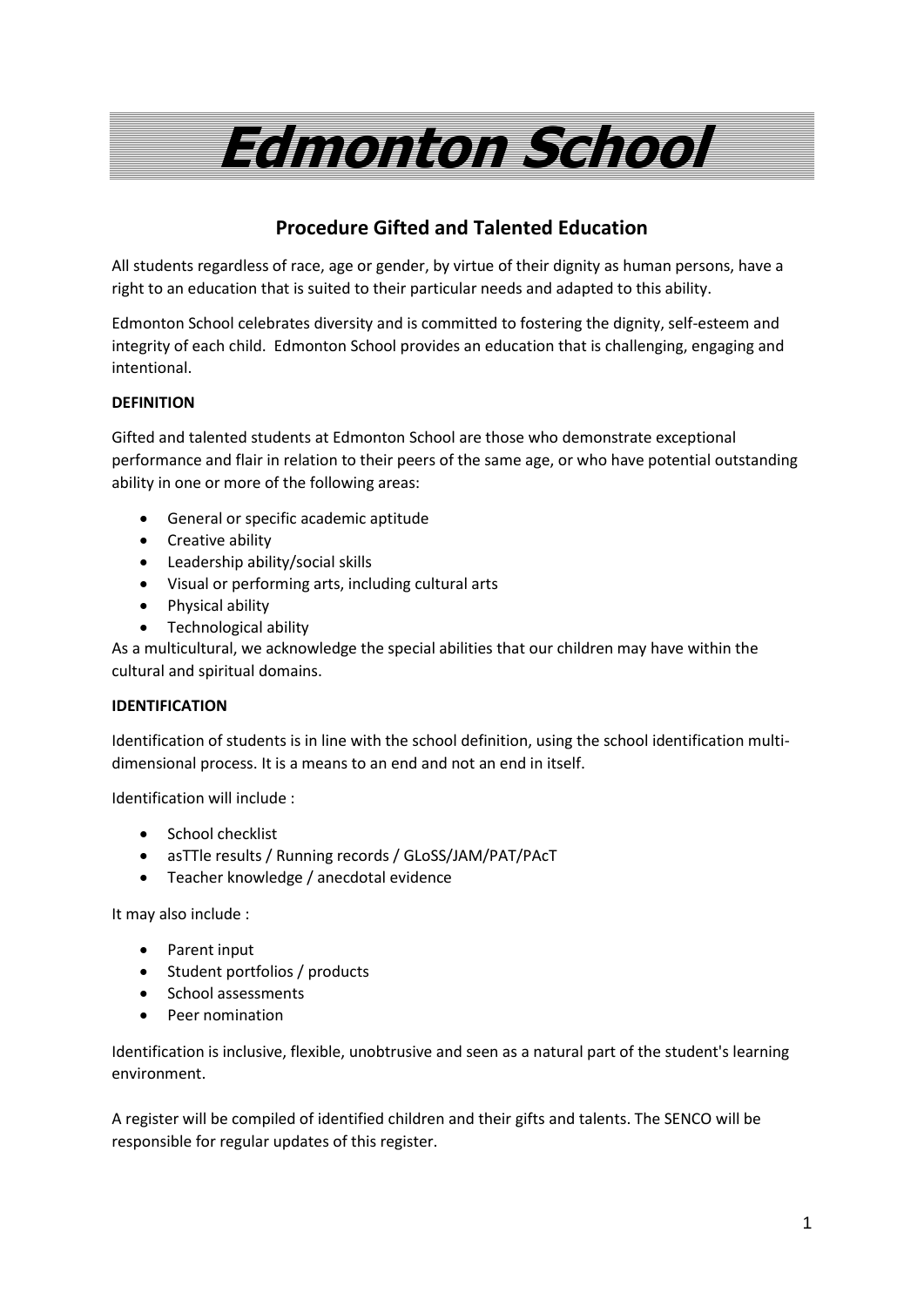# Edmonton School

## Procedure Gifted and Talented Education

All students regardless of race, age or gender, by virtue of their dignity as human persons, have a right to an education that is suited to their particular needs and adapted to this ability.

Edmonton School celebrates diversity and is committed to fostering the dignity, self-esteem and integrity of each child. Edmonton School provides an education that is challenging, engaging and intentional.

**DEFINITION**

Gifted and talented students at Edmonton School are those who demonstrate exceptional performance and flair in relation to their peers of the same age, or who have potential outstanding ability in one or more of the following areas:

- General or specific academic aptitude
- Creative ability
- Leadership ability/social skills
- Visual or performing arts, including cultural arts
- Physical ability
- Technological ability

As a multicultural, we acknowledge the special abilities that our children may have within the cultural and spiritual domains.

**IDENTIFICATION**

Identification of students is in line with the school definition, using the school identification multi-dimensional process. It is a means to an end and not an end in itself.

Identification will include :

- School checklist
- asTTle results / Running records / GLoSS/JAM/PAT/PAcT
- Teacher knowledge / anecdotal evidence

It may also include :

- Parent input
- Student portfolios / products
- School assessments
- Peer nomination

Identification is inclusive, flexible, unobtrusive and seen as a natural part of the student's learning environment.

A register will be compiled of identified children and their gifts and talents. The SENCO will be responsible for regular updates of this register.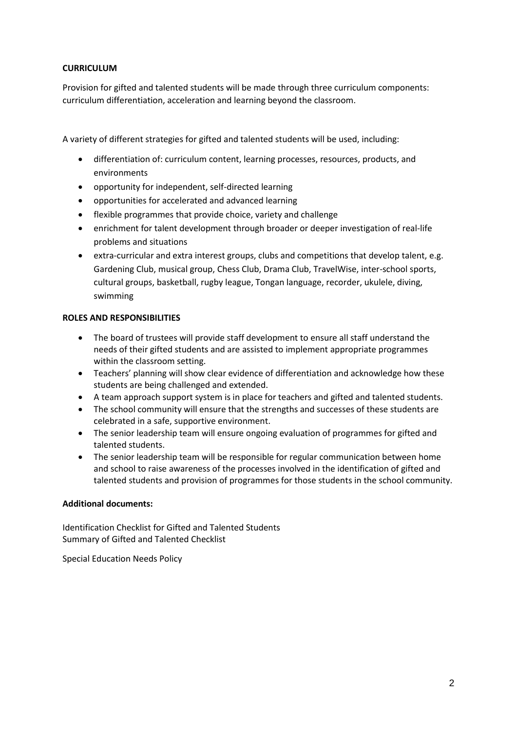**CURRICULUM**

Provision for gifted and talented students will be made through three curriculum components: curriculum differentiation, acceleration and learning beyond the classroom.

A variety of different strategies for gifted and talented students will be used, including:

- differentiation of: curriculum content, learning processes, resources, products, and environments
- opportunity for independent, self-directed learning
- opportunities for accelerated and advanced learning
- flexible programmes that provide choice, variety and challenge
- enrichment for talent development through broader or deeper investigation of real-life problems and situations
- extra-curricular and extra interest groups, clubs and competitions that develop talent, e.g. Gardening Club, musical group, Chess Club, Drama Club, TravelWise, inter-school sports, cultural groups, basketball, rugby league, Tongan language, recorder, ukulele, diving, swimming

**ROLES AND RESPONSIBILITIES**

- The board of trustees will provide staff development to ensure all staff understand the needs of their gifted students and are assisted to implement appropriate programmes within the classroom setting.
- Teachers' planning will show clear evidence of differentiation and acknowledge how these students are being challenged and extended.
- A team approach support system is in place for teachers and gifted and talented students.
- The school community will ensure that the strengths and successes of these students are celebrated in a safe, supportive environment.
- The senior leadership team will ensure ongoing evaluation of programmes for gifted and talented students.
- The senior leadership team will be responsible for regular communication between home and school to raise awareness of the processes involved in the identification of gifted and talented students and provision of programmes for those students in the school community.

**Additional documents:**

Identification Checklist for Gifted and Talented Students
Summary of Gifted and Talented Checklist

Special Education Needs Policy